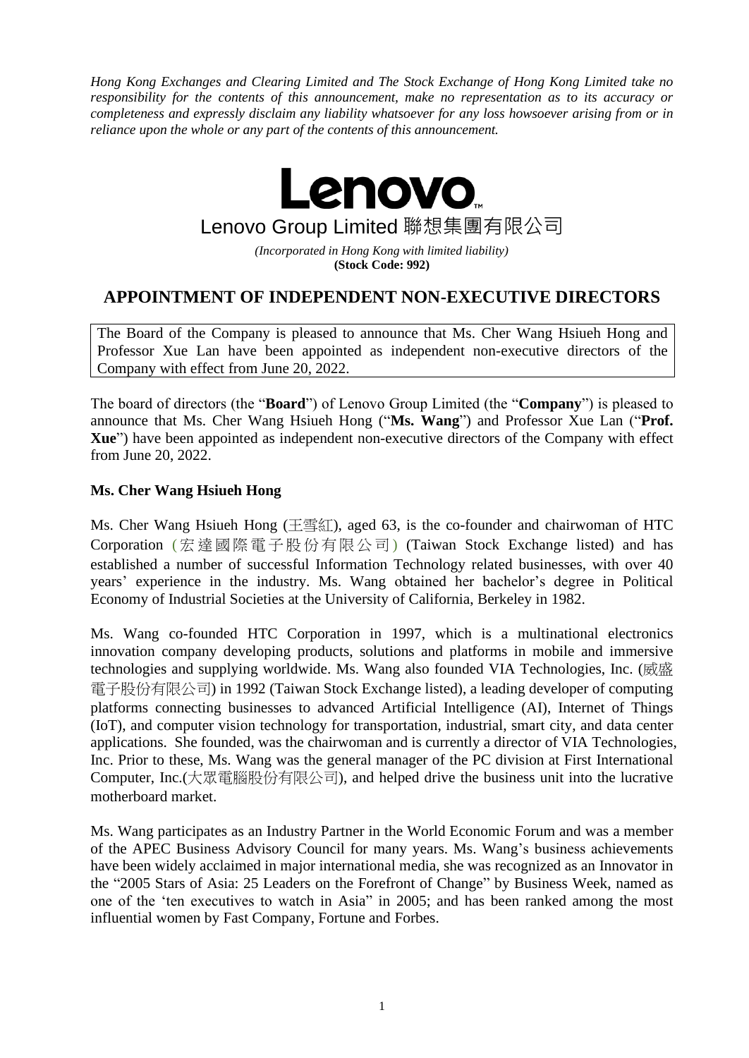*Hong Kong Exchanges and Clearing Limited and The Stock Exchange of Hong Kong Limited take no responsibility for the contents of this announcement, make no representation as to its accuracy or completeness and expressly disclaim any liability whatsoever for any loss howsoever arising from or in reliance upon the whole or any part of the contents of this announcement.*

**Lenovo**

Lenovo Group Limited 聯想集團有限公司

*(Incorporated in Hong Kong with limited liability)*
**(Stock Code: 992)**

# APPOINTMENT OF INDEPENDENT NON-EXECUTIVE DIRECTORS

The Board of the Company is pleased to announce that Ms. Cher Wang Hsiueh Hong and Professor Xue Lan have been appointed as independent non-executive directors of the Company with effect from June 20, 2022.

The board of directors (the "**Board**") of Lenovo Group Limited (the "**Company**") is pleased to announce that Ms. Cher Wang Hsiueh Hong ("**Ms. Wang**") and Professor Xue Lan ("**Prof. Xue**") have been appointed as independent non-executive directors of the Company with effect from June 20, 2022.

**Ms. Cher Wang Hsiueh Hong**

Ms. Cher Wang Hsiueh Hong (王雪紅), aged 63, is the co-founder and chairwoman of HTC Corporation (宏達國際電子股份有限公司) (Taiwan Stock Exchange listed) and has established a number of successful Information Technology related businesses, with over 40 years' experience in the industry. Ms. Wang obtained her bachelor's degree in Political Economy of Industrial Societies at the University of California, Berkeley in 1982.

Ms. Wang co-founded HTC Corporation in 1997, which is a multinational electronics innovation company developing products, solutions and platforms in mobile and immersive technologies and supplying worldwide. Ms. Wang also founded VIA Technologies, Inc. (威盛電子股份有限公司) in 1992 (Taiwan Stock Exchange listed), a leading developer of computing platforms connecting businesses to advanced Artificial Intelligence (AI), Internet of Things (IoT), and computer vision technology for transportation, industrial, smart city, and data center applications. She founded, was the chairwoman and is currently a director of VIA Technologies, Inc. Prior to these, Ms. Wang was the general manager of the PC division at First International Computer, Inc.(大眾電腦股份有限公司), and helped drive the business unit into the lucrative motherboard market.

Ms. Wang participates as an Industry Partner in the World Economic Forum and was a member of the APEC Business Advisory Council for many years. Ms. Wang's business achievements have been widely acclaimed in major international media, she was recognized as an Innovator in the "2005 Stars of Asia: 25 Leaders on the Forefront of Change" by Business Week, named as one of the 'ten executives to watch in Asia" in 2005; and has been ranked among the most influential women by Fast Company, Fortune and Forbes.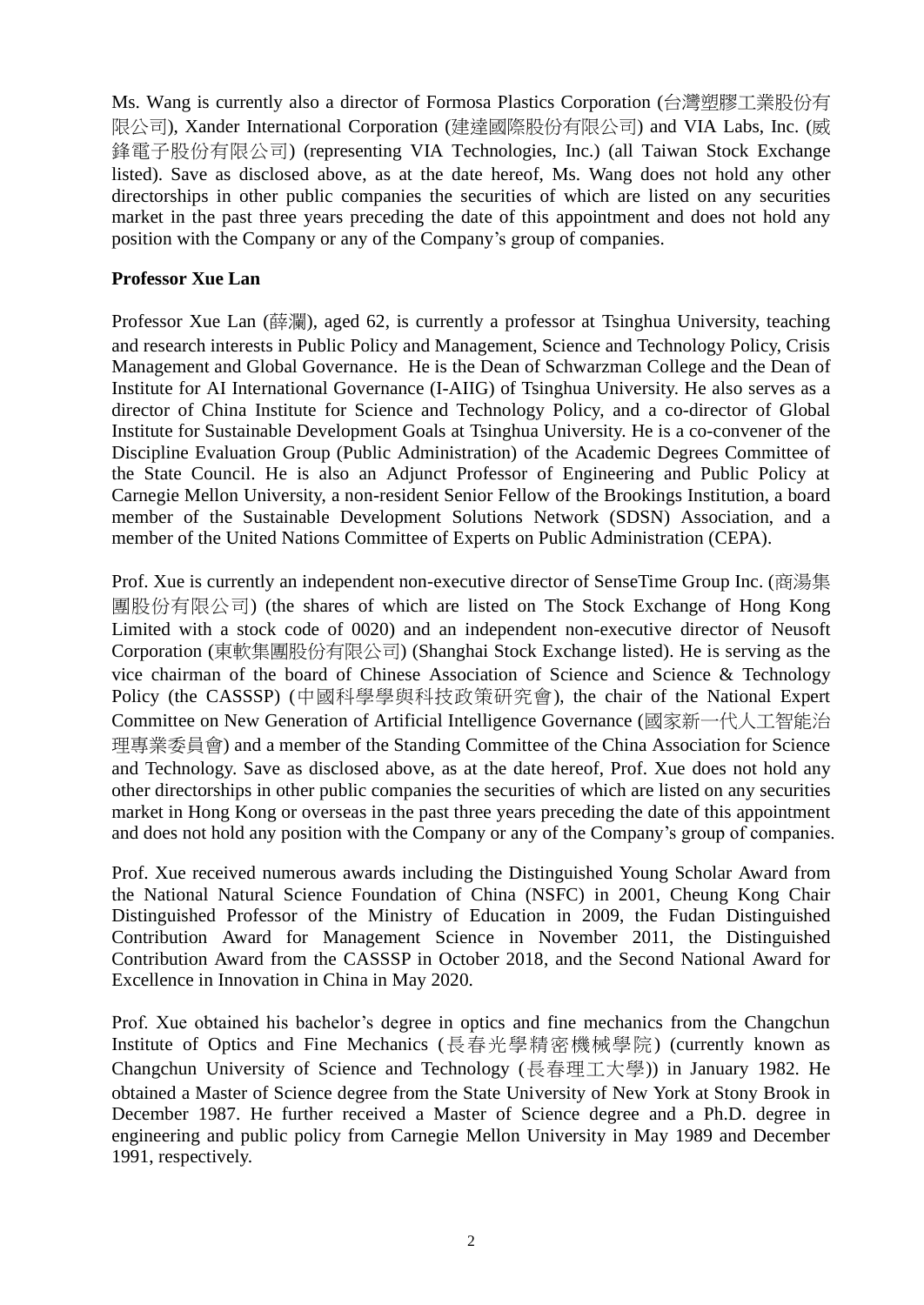Ms. Wang is currently also a director of Formosa Plastics Corporation (台灣塑膠工業股份有限公司), Xander International Corporation (建達國際股份有限公司) and VIA Labs, Inc. (威鋒電子股份有限公司) (representing VIA Technologies, Inc.) (all Taiwan Stock Exchange listed). Save as disclosed above, as at the date hereof, Ms. Wang does not hold any other directorships in other public companies the securities of which are listed on any securities market in the past three years preceding the date of this appointment and does not hold any position with the Company or any of the Company's group of companies.

**Professor Xue Lan**

Professor Xue Lan (薛瀾), aged 62, is currently a professor at Tsinghua University, teaching and research interests in Public Policy and Management, Science and Technology Policy, Crisis Management and Global Governance. He is the Dean of Schwarzman College and the Dean of Institute for AI International Governance (I-AIIG) of Tsinghua University. He also serves as a director of China Institute for Science and Technology Policy, and a co-director of Global Institute for Sustainable Development Goals at Tsinghua University. He is a co-convener of the Discipline Evaluation Group (Public Administration) of the Academic Degrees Committee of the State Council. He is also an Adjunct Professor of Engineering and Public Policy at Carnegie Mellon University, a non-resident Senior Fellow of the Brookings Institution, a board member of the Sustainable Development Solutions Network (SDSN) Association, and a member of the United Nations Committee of Experts on Public Administration (CEPA).

Prof. Xue is currently an independent non-executive director of SenseTime Group Inc. (商湯集團股份有限公司) (the shares of which are listed on The Stock Exchange of Hong Kong Limited with a stock code of 0020) and an independent non-executive director of Neusoft Corporation (東軟集團股份有限公司) (Shanghai Stock Exchange listed). He is serving as the vice chairman of the board of Chinese Association of Science and Science & Technology Policy (the CASSSP) (中國科學學與科技政策研究會), the chair of the National Expert Committee on New Generation of Artificial Intelligence Governance (國家新一代人工智能治理專業委員會) and a member of the Standing Committee of the China Association for Science and Technology. Save as disclosed above, as at the date hereof, Prof. Xue does not hold any other directorships in other public companies the securities of which are listed on any securities market in Hong Kong or overseas in the past three years preceding the date of this appointment and does not hold any position with the Company or any of the Company's group of companies.

Prof. Xue received numerous awards including the Distinguished Young Scholar Award from the National Natural Science Foundation of China (NSFC) in 2001, Cheung Kong Chair Distinguished Professor of the Ministry of Education in 2009, the Fudan Distinguished Contribution Award for Management Science in November 2011, the Distinguished Contribution Award from the CASSSP in October 2018, and the Second National Award for Excellence in Innovation in China in May 2020.

Prof. Xue obtained his bachelor's degree in optics and fine mechanics from the Changchun Institute of Optics and Fine Mechanics (長春光學精密機械學院) (currently known as Changchun University of Science and Technology (長春理工大學)) in January 1982. He obtained a Master of Science degree from the State University of New York at Stony Brook in December 1987. He further received a Master of Science degree and a Ph.D. degree in engineering and public policy from Carnegie Mellon University in May 1989 and December 1991, respectively.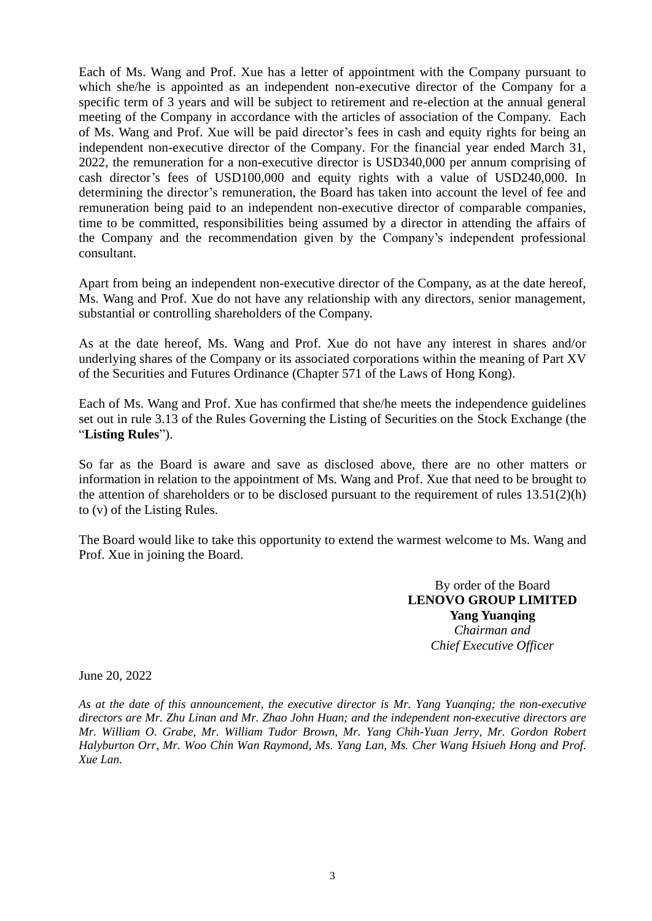Each of Ms. Wang and Prof. Xue has a letter of appointment with the Company pursuant to which she/he is appointed as an independent non-executive director of the Company for a specific term of 3 years and will be subject to retirement and re-election at the annual general meeting of the Company in accordance with the articles of association of the Company. Each of Ms. Wang and Prof. Xue will be paid director's fees in cash and equity rights for being an independent non-executive director of the Company. For the financial year ended March 31, 2022, the remuneration for a non-executive director is USD340,000 per annum comprising of cash director's fees of USD100,000 and equity rights with a value of USD240,000. In determining the director's remuneration, the Board has taken into account the level of fee and remuneration being paid to an independent non-executive director of comparable companies, time to be committed, responsibilities being assumed by a director in attending the affairs of the Company and the recommendation given by the Company's independent professional consultant.

Apart from being an independent non-executive director of the Company, as at the date hereof, Ms. Wang and Prof. Xue do not have any relationship with any directors, senior management, substantial or controlling shareholders of the Company.

As at the date hereof, Ms. Wang and Prof. Xue do not have any interest in shares and/or underlying shares of the Company or its associated corporations within the meaning of Part XV of the Securities and Futures Ordinance (Chapter 571 of the Laws of Hong Kong).

Each of Ms. Wang and Prof. Xue has confirmed that she/he meets the independence guidelines set out in rule 3.13 of the Rules Governing the Listing of Securities on the Stock Exchange (the "**Listing Rules**").

So far as the Board is aware and save as disclosed above, there are no other matters or information in relation to the appointment of Ms. Wang and Prof. Xue that need to be brought to the attention of shareholders or to be disclosed pursuant to the requirement of rules 13.51(2)(h) to (v) of the Listing Rules.

The Board would like to take this opportunity to extend the warmest welcome to Ms. Wang and Prof. Xue in joining the Board.

By order of the Board
**LENOVO GROUP LIMITED**
**Yang Yuanqing**
*Chairman and*
*Chief Executive Officer*

June 20, 2022

*As at the date of this announcement, the executive director is Mr. Yang Yuanqing; the non-executive directors are Mr. Zhu Linan and Mr. Zhao John Huan; and the independent non-executive directors are Mr. William O. Grabe, Mr. William Tudor Brown, Mr. Yang Chih-Yuan Jerry, Mr. Gordon Robert Halyburton Orr, Mr. Woo Chin Wan Raymond, Ms. Yang Lan, Ms. Cher Wang Hsiueh Hong and Prof. Xue Lan.*